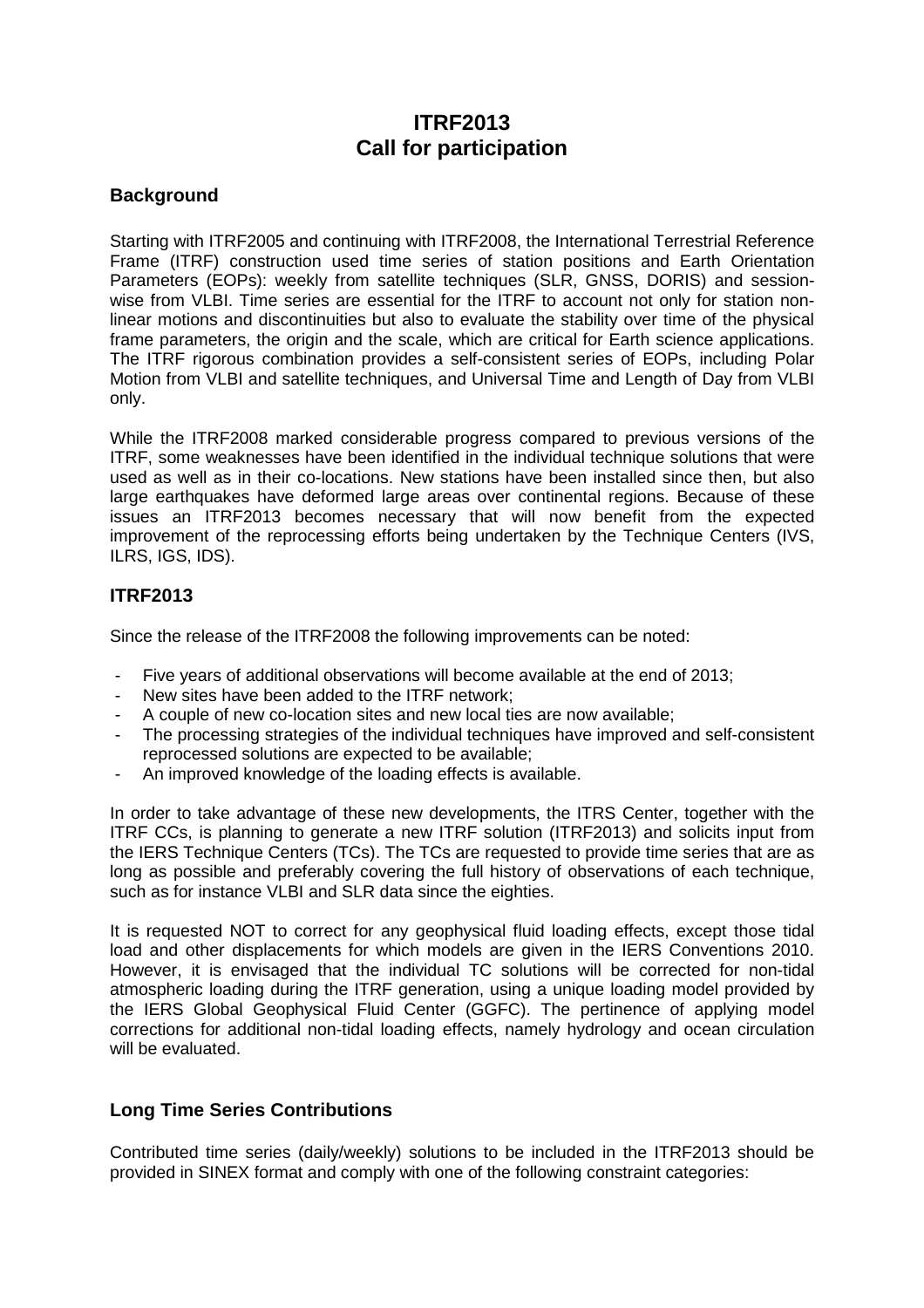# ITRF2013
# Call for participation

## Background

Starting with ITRF2005 and continuing with ITRF2008, the International Terrestrial Reference Frame (ITRF) construction used time series of station positions and Earth Orientation Parameters (EOPs): weekly from satellite techniques (SLR, GNSS, DORIS) and session-wise from VLBI. Time series are essential for the ITRF to account not only for station non-linear motions and discontinuities but also to evaluate the stability over time of the physical frame parameters, the origin and the scale, which are critical for Earth science applications. The ITRF rigorous combination provides a self-consistent series of EOPs, including Polar Motion from VLBI and satellite techniques, and Universal Time and Length of Day from VLBI only.

While the ITRF2008 marked considerable progress compared to previous versions of the ITRF, some weaknesses have been identified in the individual technique solutions that were used as well as in their co-locations. New stations have been installed since then, but also large earthquakes have deformed large areas over continental regions. Because of these issues an ITRF2013 becomes necessary that will now benefit from the expected improvement of the reprocessing efforts being undertaken by the Technique Centers (IVS, ILRS, IGS, IDS).

## ITRF2013

Since the release of the ITRF2008 the following improvements can be noted:

- Five years of additional observations will become available at the end of 2013;
- New sites have been added to the ITRF network;
- A couple of new co-location sites and new local ties are now available;
- The processing strategies of the individual techniques have improved and self-consistent reprocessed solutions are expected to be available;
- An improved knowledge of the loading effects is available.

In order to take advantage of these new developments, the ITRS Center, together with the ITRF CCs, is planning to generate a new ITRF solution (ITRF2013) and solicits input from the IERS Technique Centers (TCs). The TCs are requested to provide time series that are as long as possible and preferably covering the full history of observations of each technique, such as for instance VLBI and SLR data since the eighties.

It is requested NOT to correct for any geophysical fluid loading effects, except those tidal load and other displacements for which models are given in the IERS Conventions 2010. However, it is envisaged that the individual TC solutions will be corrected for non-tidal atmospheric loading during the ITRF generation, using a unique loading model provided by the IERS Global Geophysical Fluid Center (GGFC). The pertinence of applying model corrections for additional non-tidal loading effects, namely hydrology and ocean circulation will be evaluated.

## Long Time Series Contributions

Contributed time series (daily/weekly) solutions to be included in the ITRF2013 should be provided in SINEX format and comply with one of the following constraint categories: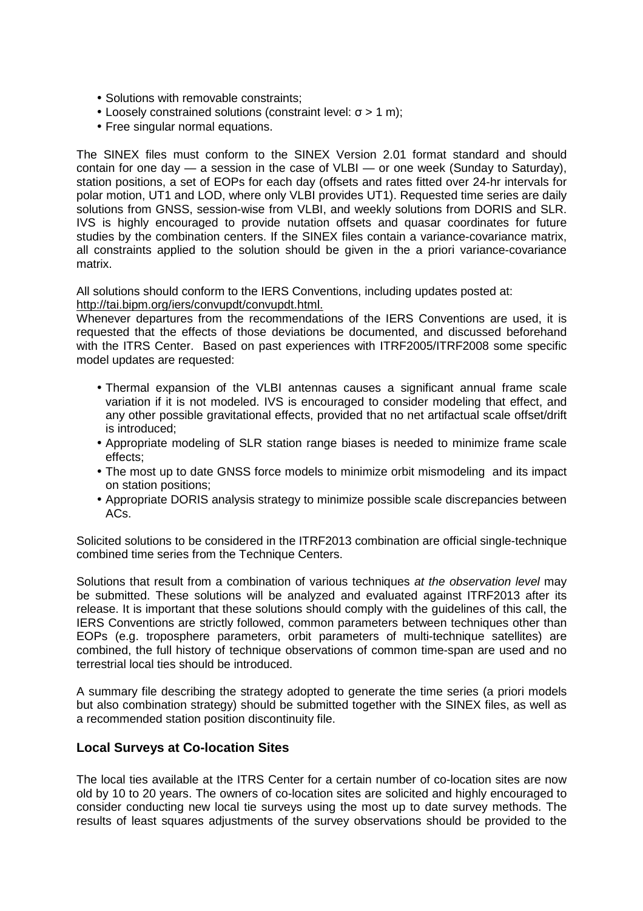- Solutions with removable constraints;
- Loosely constrained solutions (constraint level: $\sigma > 1$ m);
- Free singular normal equations.

The SINEX files must conform to the SINEX Version 2.01 format standard and should contain for one day — a session in the case of VLBI — or one week (Sunday to Saturday), station positions, a set of EOPs for each day (offsets and rates fitted over 24-hr intervals for polar motion, UT1 and LOD, where only VLBI provides UT1). Requested time series are daily solutions from GNSS, session-wise from VLBI, and weekly solutions from DORIS and SLR. IVS is highly encouraged to provide nutation offsets and quasar coordinates for future studies by the combination centers. If the SINEX files contain a variance-covariance matrix, all constraints applied to the solution should be given in the a priori variance-covariance matrix.

All solutions should conform to the IERS Conventions, including updates posted at: http://tai.bipm.org/iers/convupdt/convupdt.html.
Whenever departures from the recommendations of the IERS Conventions are used, it is requested that the effects of those deviations be documented, and discussed beforehand with the ITRS Center. Based on past experiences with ITRF2005/ITRF2008 some specific model updates are requested:

- Thermal expansion of the VLBI antennas causes a significant annual frame scale variation if it is not modeled. IVS is encouraged to consider modeling that effect, and any other possible gravitational effects, provided that no net artifactual scale offset/drift is introduced;
- Appropriate modeling of SLR station range biases is needed to minimize frame scale effects;
- The most up to date GNSS force models to minimize orbit mismodeling and its impact on station positions;
- Appropriate DORIS analysis strategy to minimize possible scale discrepancies between ACs.

Solicited solutions to be considered in the ITRF2013 combination are official single-technique combined time series from the Technique Centers.

Solutions that result from a combination of various techniques *at the observation level* may be submitted. These solutions will be analyzed and evaluated against ITRF2013 after its release. It is important that these solutions should comply with the guidelines of this call, the IERS Conventions are strictly followed, common parameters between techniques other than EOPs (e.g. troposphere parameters, orbit parameters of multi-technique satellites) are combined, the full history of technique observations of common time-span are used and no terrestrial local ties should be introduced.

A summary file describing the strategy adopted to generate the time series (a priori models but also combination strategy) should be submitted together with the SINEX files, as well as a recommended station position discontinuity file.

## Local Surveys at Co-location Sites

The local ties available at the ITRS Center for a certain number of co-location sites are now old by 10 to 20 years. The owners of co-location sites are solicited and highly encouraged to consider conducting new local tie surveys using the most up to date survey methods. The results of least squares adjustments of the survey observations should be provided to the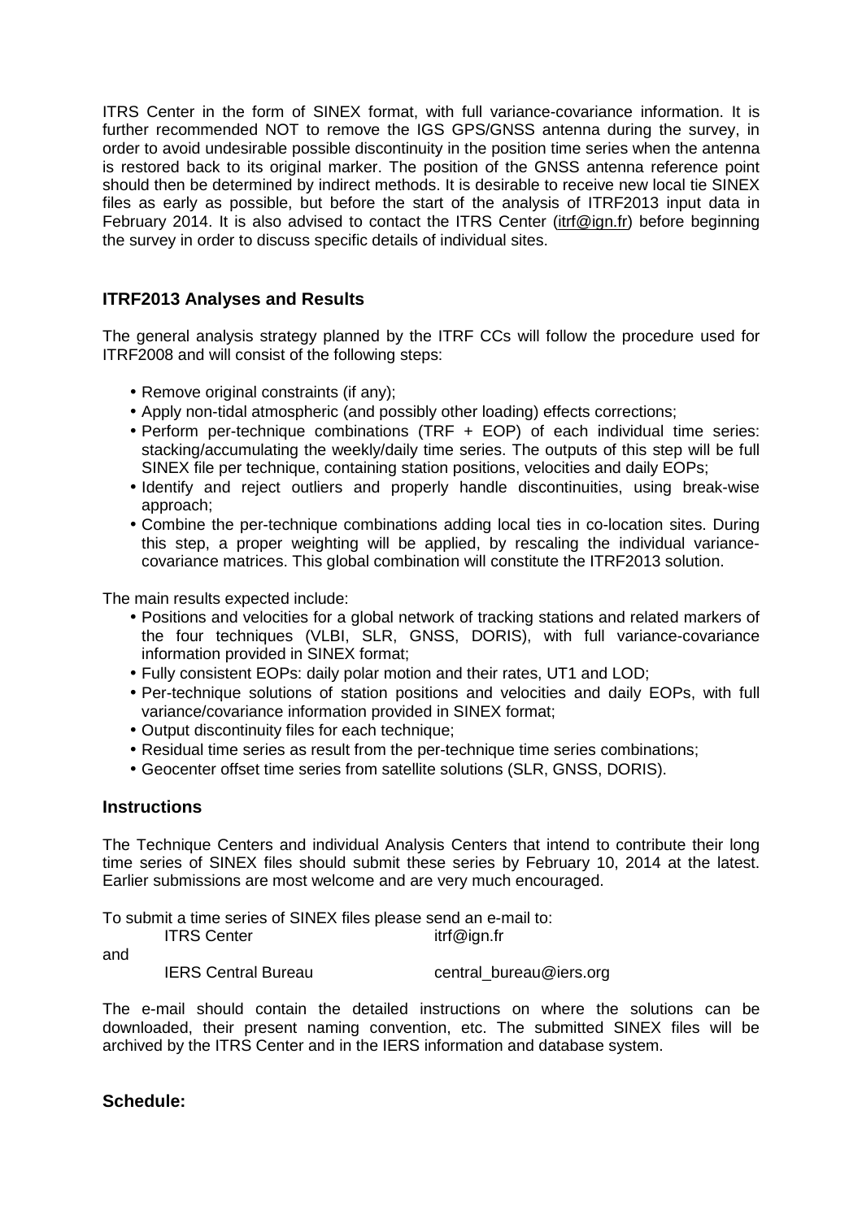ITRS Center in the form of SINEX format, with full variance-covariance information. It is further recommended NOT to remove the IGS GPS/GNSS antenna during the survey, in order to avoid undesirable possible discontinuity in the position time series when the antenna is restored back to its original marker. The position of the GNSS antenna reference point should then be determined by indirect methods. It is desirable to receive new local tie SINEX files as early as possible, but before the start of the analysis of ITRF2013 input data in February 2014. It is also advised to contact the ITRS Center (itrf@ign.fr) before beginning the survey in order to discuss specific details of individual sites.

## ITRF2013 Analyses and Results

The general analysis strategy planned by the ITRF CCs will follow the procedure used for ITRF2008 and will consist of the following steps:

- Remove original constraints (if any);
- Apply non-tidal atmospheric (and possibly other loading) effects corrections;
- Perform per-technique combinations (TRF + EOP) of each individual time series: stacking/accumulating the weekly/daily time series. The outputs of this step will be full SINEX file per technique, containing station positions, velocities and daily EOPs;
- Identify and reject outliers and properly handle discontinuities, using break-wise approach;
- Combine the per-technique combinations adding local ties in co-location sites. During this step, a proper weighting will be applied, by rescaling the individual variance-covariance matrices. This global combination will constitute the ITRF2013 solution.

The main results expected include:

- Positions and velocities for a global network of tracking stations and related markers of the four techniques (VLBI, SLR, GNSS, DORIS), with full variance-covariance information provided in SINEX format;
- Fully consistent EOPs: daily polar motion and their rates, UT1 and LOD;
- Per-technique solutions of station positions and velocities and daily EOPs, with full variance/covariance information provided in SINEX format;
- Output discontinuity files for each technique;
- Residual time series as result from the per-technique time series combinations;
- Geocenter offset time series from satellite solutions (SLR, GNSS, DORIS).

## Instructions

The Technique Centers and individual Analysis Centers that intend to contribute their long time series of SINEX files should submit these series by February 10, 2014 at the latest. Earlier submissions are most welcome and are very much encouraged.

To submit a time series of SINEX files please send an e-mail to:

ITRS Center itrf@ign.fr

and

IERS Central Bureau central_bureau@iers.org

The e-mail should contain the detailed instructions on where the solutions can be downloaded, their present naming convention, etc. The submitted SINEX files will be archived by the ITRS Center and in the IERS information and database system.

## Schedule: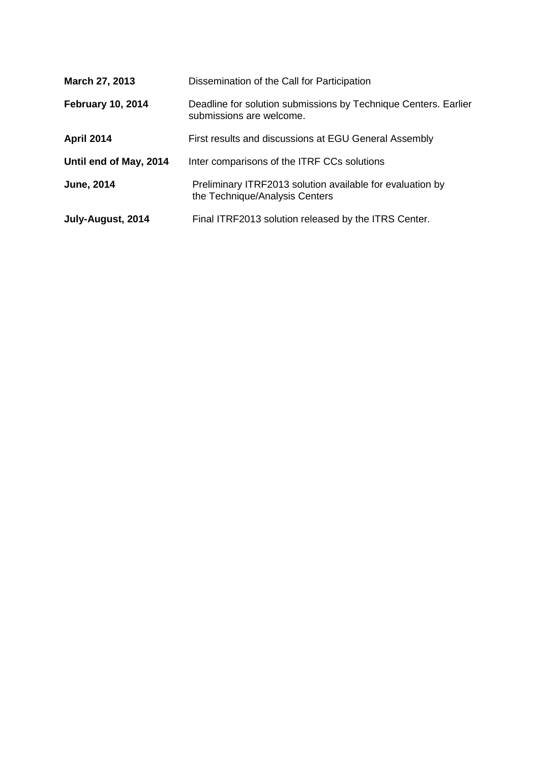| | |
|---|---|
| **March 27, 2013** | Dissemination of the Call for Participation |
| **February 10, 2014** | Deadline for solution submissions by Technique Centers. Earlier submissions are welcome. |
| **April 2014** | First results and discussions at EGU General Assembly |
| **Until end of May, 2014** | Inter comparisons of the ITRF CCs solutions |
| **June, 2014** | Preliminary ITRF2013 solution available for evaluation by the Technique/Analysis Centers |
| **July-August, 2014** | Final ITRF2013 solution released by the ITRS Center. |